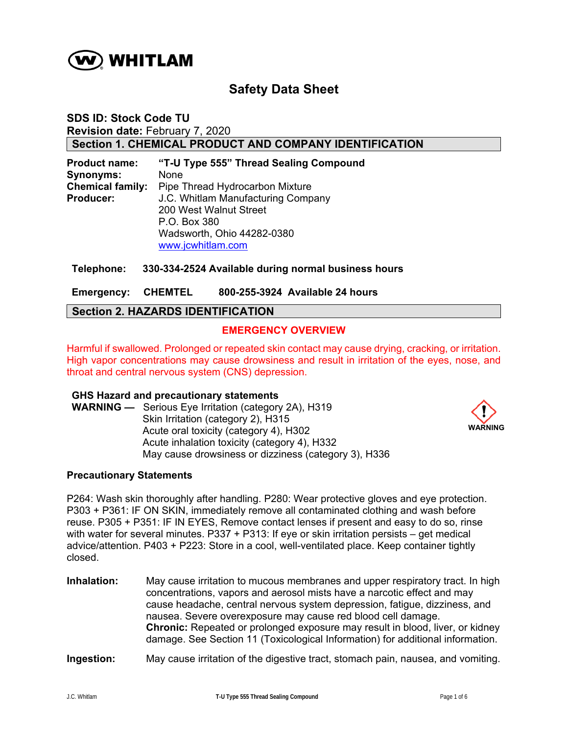**WHITLAM**

# Safety Data Sheet

**SDS ID: Stock Code TU**
**Revision date:** February 7, 2020

## Section 1. CHEMICAL PRODUCT AND COMPANY IDENTIFICATION

**Product name:** **"T-U Type 555" Thread Sealing Compound**
**Synonyms:** None
**Chemical family:** Pipe Thread Hydrocarbon Mixture
**Producer:** J.C. Whitlam Manufacturing Company
200 West Walnut Street
P.O. Box 380
Wadsworth, Ohio 44282-0380
www.jcwhitlam.com

**Telephone: 330-334-2524 Available during normal business hours**

**Emergency: CHEMTEL 800-255-3924 Available 24 hours**

## Section 2. HAZARDS IDENTIFICATION

**EMERGENCY OVERVIEW**

Harmful if swallowed. Prolonged or repeated skin contact may cause drying, cracking, or irritation. High vapor concentrations may cause drowsiness and result in irritation of the eyes, nose, and throat and central nervous system (CNS) depression.

**GHS Hazard and precautionary statements**

**WARNING —** Serious Eye Irritation (category 2A), H319
Skin Irritation (category 2), H315
Acute oral toxicity (category 4), H302
Acute inhalation toxicity (category 4), H332
May cause drowsiness or dizziness (category 3), H336

WARNING

**Precautionary Statements**

P264: Wash skin thoroughly after handling. P280: Wear protective gloves and eye protection. P303 + P361: IF ON SKIN, immediately remove all contaminated clothing and wash before reuse. P305 + P351: IF IN EYES, Remove contact lenses if present and easy to do so, rinse with water for several minutes. P337 + P313: If eye or skin irritation persists – get medical advice/attention. P403 + P223: Store in a cool, well-ventilated place. Keep container tightly closed.

**Inhalation:** May cause irritation to mucous membranes and upper respiratory tract. In high concentrations, vapors and aerosol mists have a narcotic effect and may cause headache, central nervous system depression, fatigue, dizziness, and nausea. Severe overexposure may cause red blood cell damage.
**Chronic:** Repeated or prolonged exposure may result in blood, liver, or kidney damage. See Section 11 (Toxicological Information) for additional information.

**Ingestion:** May cause irritation of the digestive tract, stomach pain, nausea, and vomiting.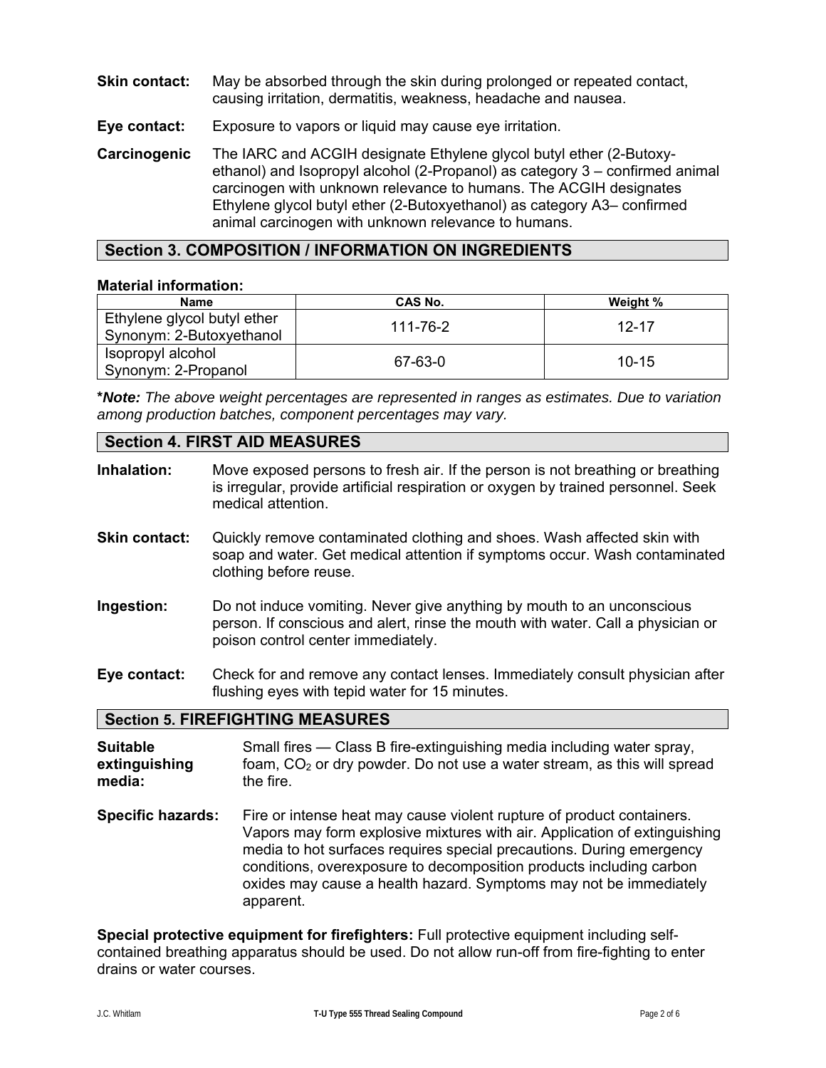**Skin contact:** May be absorbed through the skin during prolonged or repeated contact, causing irritation, dermatitis, weakness, headache and nausea.

**Eye contact:** Exposure to vapors or liquid may cause eye irritation.

**Carcinogenic** The IARC and ACGIH designate Ethylene glycol butyl ether (2-Butoxy-ethanol) and Isopropyl alcohol (2-Propanol) as category 3 – confirmed animal carcinogen with unknown relevance to humans. The ACGIH designates Ethylene glycol butyl ether (2-Butoxyethanol) as category A3– confirmed animal carcinogen with unknown relevance to humans.

## Section 3. COMPOSITION / INFORMATION ON INGREDIENTS

**Material information:**

| Name | CAS No. | Weight % |
|---|---|---|
| Ethylene glycol butyl ether Synonym: 2-Butoxyethanol | 111-76-2 | 12-17 |
| Isopropyl alcohol Synonym: 2-Propanol | 67-63-0 | 10-15 |

***Note:** *The above weight percentages are represented in ranges as estimates. Due to variation among production batches, component percentages may vary.*

## Section 4. FIRST AID MEASURES

**Inhalation:** Move exposed persons to fresh air. If the person is not breathing or breathing is irregular, provide artificial respiration or oxygen by trained personnel. Seek medical attention.

**Skin contact:** Quickly remove contaminated clothing and shoes. Wash affected skin with soap and water. Get medical attention if symptoms occur. Wash contaminated clothing before reuse.

**Ingestion:** Do not induce vomiting. Never give anything by mouth to an unconscious person. If conscious and alert, rinse the mouth with water. Call a physician or poison control center immediately.

**Eye contact:** Check for and remove any contact lenses. Immediately consult physician after flushing eyes with tepid water for 15 minutes.

## Section 5. FIREFIGHTING MEASURES

**Suitable extinguishing media:** Small fires — Class B fire-extinguishing media including water spray, foam, $CO_2$ or dry powder. Do not use a water stream, as this will spread the fire.

**Specific hazards:** Fire or intense heat may cause violent rupture of product containers. Vapors may form explosive mixtures with air. Application of extinguishing media to hot surfaces requires special precautions. During emergency conditions, overexposure to decomposition products including carbon oxides may cause a health hazard. Symptoms may not be immediately apparent.

**Special protective equipment for firefighters:** Full protective equipment including self-contained breathing apparatus should be used. Do not allow run-off from fire-fighting to enter drains or water courses.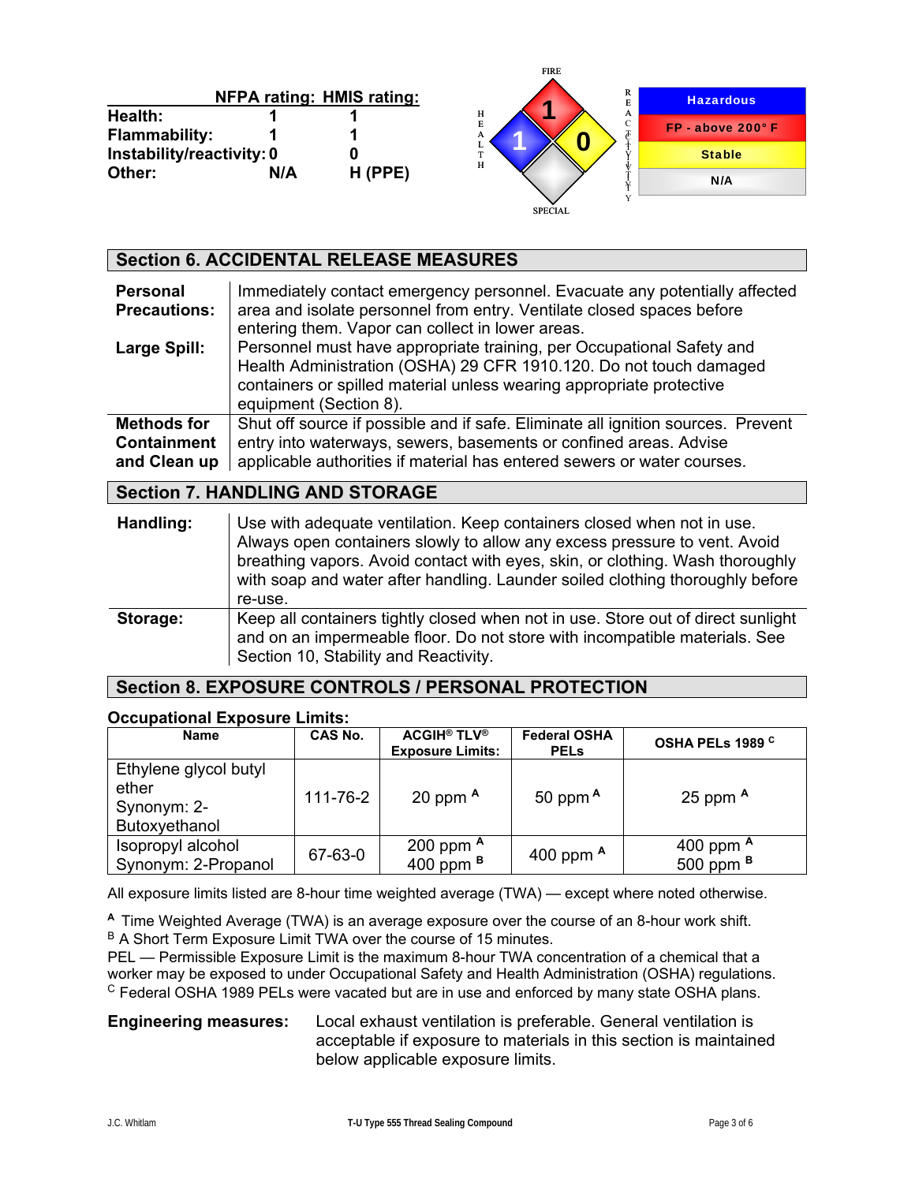| | NFPA rating: | HMIS rating: |
|---|---|---|
| **Health:** | 1 | 1 |
| **Flammability:** | 1 | 1 |
| **Instability/reactivity:** | 0 | 0 |
| **Other:** | N/A | H (PPE) |

FIRE: 1 — HEALTH: 1 — REACTIVITY: 0 — SPECIAL

| |
|---|
| Hazardous |
| FP - above 200° F |
| Stable |
| N/A |

## Section 6. ACCIDENTAL RELEASE MEASURES

| | |
|---|---|
| **Personal Precautions:** | Immediately contact emergency personnel. Evacuate any potentially affected area and isolate personnel from entry. Ventilate closed spaces before entering them. Vapor can collect in lower areas. |
| **Large Spill:** | Personnel must have appropriate training, per Occupational Safety and Health Administration (OSHA) 29 CFR 1910.120. Do not touch damaged containers or spilled material unless wearing appropriate protective equipment (Section 8). |
| **Methods for Containment and Clean up** | Shut off source if possible and if safe. Eliminate all ignition sources. Prevent entry into waterways, sewers, basements or confined areas. Advise applicable authorities if material has entered sewers or water courses. |

## Section 7. HANDLING AND STORAGE

| | |
|---|---|
| **Handling:** | Use with adequate ventilation. Keep containers closed when not in use. Always open containers slowly to allow any excess pressure to vent. Avoid breathing vapors. Avoid contact with eyes, skin, or clothing. Wash thoroughly with soap and water after handling. Launder soiled clothing thoroughly before re-use. |
| **Storage:** | Keep all containers tightly closed when not in use. Store out of direct sunlight and on an impermeable floor. Do not store with incompatible materials. See Section 10, Stability and Reactivity. |

## Section 8. EXPOSURE CONTROLS / PERSONAL PROTECTION

**Occupational Exposure Limits:**

| Name | CAS No. | ACGIH® TLV® Exposure Limits: | Federal OSHA PELs | OSHA PELs 1989 [C] |
|---|---|---|---|---|
| Ethylene glycol butyl ether Synonym: 2-Butoxyethanol | 111-76-2 | 20 ppm [A] | 50 ppm [A] | 25 ppm [A] |
| Isopropyl alcohol Synonym: 2-Propanol | 67-63-0 | 200 ppm [A] 400 ppm [B] | 400 ppm [A] | 400 ppm [A] 500 ppm [B] |

All exposure limits listed are 8-hour time weighted average (TWA) — except where noted otherwise.

[A] Time Weighted Average (TWA) is an average exposure over the course of an 8-hour work shift.
[B] A Short Term Exposure Limit TWA over the course of 15 minutes.
PEL — Permissible Exposure Limit is the maximum 8-hour TWA concentration of a chemical that a worker may be exposed to under Occupational Safety and Health Administration (OSHA) regulations.
[C] Federal OSHA 1989 PELs were vacated but are in use and enforced by many state OSHA plans.

**Engineering measures:** Local exhaust ventilation is preferable. General ventilation is acceptable if exposure to materials in this section is maintained below applicable exposure limits.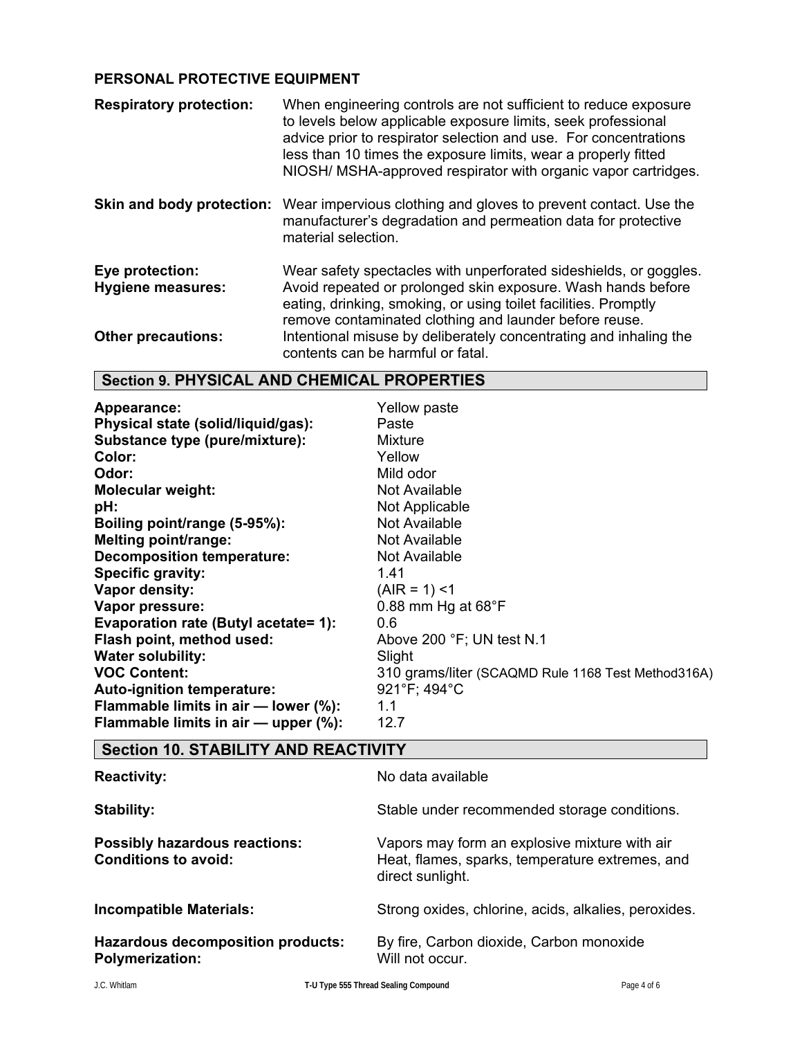**PERSONAL PROTECTIVE EQUIPMENT**

**Respiratory protection:** When engineering controls are not sufficient to reduce exposure to levels below applicable exposure limits, seek professional advice prior to respirator selection and use. For concentrations less than 10 times the exposure limits, wear a properly fitted NIOSH/ MSHA-approved respirator with organic vapor cartridges.

**Skin and body protection:** Wear impervious clothing and gloves to prevent contact. Use the manufacturer's degradation and permeation data for protective material selection.

**Eye protection:** Wear safety spectacles with unperforated sideshields, or goggles.

**Hygiene measures:** Avoid repeated or prolonged skin exposure. Wash hands before eating, drinking, smoking, or using toilet facilities. Promptly remove contaminated clothing and launder before reuse.

**Other precautions:** Intentional misuse by deliberately concentrating and inhaling the contents can be harmful or fatal.

## Section 9. PHYSICAL AND CHEMICAL PROPERTIES

| | |
|---|---|
| **Appearance:** | Yellow paste |
| **Physical state (solid/liquid/gas):** | Paste |
| **Substance type (pure/mixture):** | Mixture |
| **Color:** | Yellow |
| **Odor:** | Mild odor |
| **Molecular weight:** | Not Available |
| **pH:** | Not Applicable |
| **Boiling point/range (5-95%):** | Not Available |
| **Melting point/range:** | Not Available |
| **Decomposition temperature:** | Not Available |
| **Specific gravity:** | 1.41 |
| **Vapor density:** | (AIR = 1) <1 |
| **Vapor pressure:** | 0.88 mm Hg at 68°F |
| **Evaporation rate (Butyl acetate= 1):** | 0.6 |
| **Flash point, method used:** | Above 200 °F; UN test N.1 |
| **Water solubility:** | Slight |
| **VOC Content:** | 310 grams/liter (SCAQMD Rule 1168 Test Method316A) |
| **Auto-ignition temperature:** | 921°F; 494°C |
| **Flammable limits in air — lower (%):** | 1.1 |
| **Flammable limits in air — upper (%):** | 12.7 |

## Section 10. STABILITY AND REACTIVITY

| | |
|---|---|
| **Reactivity:** | No data available |
| **Stability:** | Stable under recommended storage conditions. |
| **Possibly hazardous reactions:** | Vapors may form an explosive mixture with air |
| **Conditions to avoid:** | Heat, flames, sparks, temperature extremes, and direct sunlight. |
| **Incompatible Materials:** | Strong oxides, chlorine, acids, alkalies, peroxides. |
| **Hazardous decomposition products:** | By fire, Carbon dioxide, Carbon monoxide |
| **Polymerization:** | Will not occur. |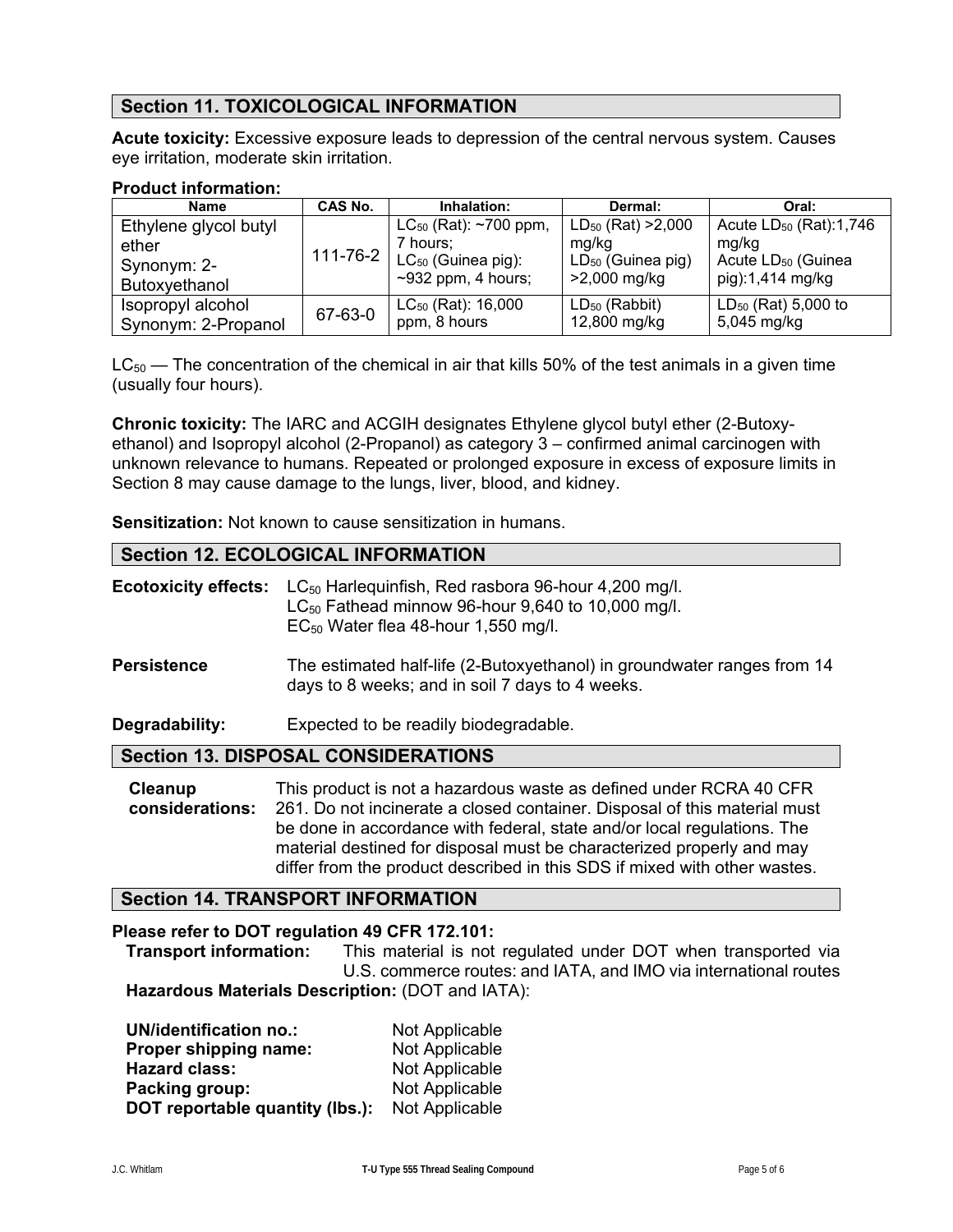## Section 11. TOXICOLOGICAL INFORMATION

**Acute toxicity:** Excessive exposure leads to depression of the central nervous system. Causes eye irritation, moderate skin irritation.

**Product information:**

| Name | CAS No. | Inhalation: | Dermal: | Oral: |
|---|---|---|---|---|
| Ethylene glycol butyl ether Synonym: 2-Butoxyethanol | 111-76-2 | $LC_{50}$ (Rat): ~700 ppm, 7 hours; $LC_{50}$ (Guinea pig): ~932 ppm, 4 hours; | $LD_{50}$ (Rat) >2,000 mg/kg $LD_{50}$ (Guinea pig) >2,000 mg/kg | Acute $LD_{50}$ (Rat):1,746 mg/kg Acute $LD_{50}$ (Guinea pig):1,414 mg/kg |
| Isopropyl alcohol Synonym: 2-Propanol | 67-63-0 | $LC_{50}$ (Rat): 16,000 ppm, 8 hours | $LD_{50}$ (Rabbit) 12,800 mg/kg | $LD_{50}$ (Rat) 5,000 to 5,045 mg/kg |

$LC_{50}$ — The concentration of the chemical in air that kills 50% of the test animals in a given time (usually four hours).

**Chronic toxicity:** The IARC and ACGIH designates Ethylene glycol butyl ether (2-Butoxy-ethanol) and Isopropyl alcohol (2-Propanol) as category 3 – confirmed animal carcinogen with unknown relevance to humans. Repeated or prolonged exposure in excess of exposure limits in Section 8 may cause damage to the lungs, liver, blood, and kidney.

**Sensitization:** Not known to cause sensitization in humans.

## Section 12. ECOLOGICAL INFORMATION

**Ecotoxicity effects:** $LC_{50}$ Harlequinfish, Red rasbora 96-hour 4,200 mg/l.
$LC_{50}$ Fathead minnow 96-hour 9,640 to 10,000 mg/l.
$EC_{50}$ Water flea 48-hour 1,550 mg/l.

**Persistence** The estimated half-life (2-Butoxyethanol) in groundwater ranges from 14 days to 8 weeks; and in soil 7 days to 4 weeks.

**Degradability:** Expected to be readily biodegradable.

## Section 13. DISPOSAL CONSIDERATIONS

**Cleanup considerations:** This product is not a hazardous waste as defined under RCRA 40 CFR 261. Do not incinerate a closed container. Disposal of this material must be done in accordance with federal, state and/or local regulations. The material destined for disposal must be characterized properly and may differ from the product described in this SDS if mixed with other wastes.

## Section 14. TRANSPORT INFORMATION

**Please refer to DOT regulation 49 CFR 172.101:**

**Transport information:** This material is not regulated under DOT when transported via U.S. commerce routes: and IATA, and IMO via international routes

**Hazardous Materials Description:** (DOT and IATA):

**UN/identification no.:** Not Applicable
**Proper shipping name:** Not Applicable
**Hazard class:** Not Applicable
**Packing group:** Not Applicable
**DOT reportable quantity (lbs.):** Not Applicable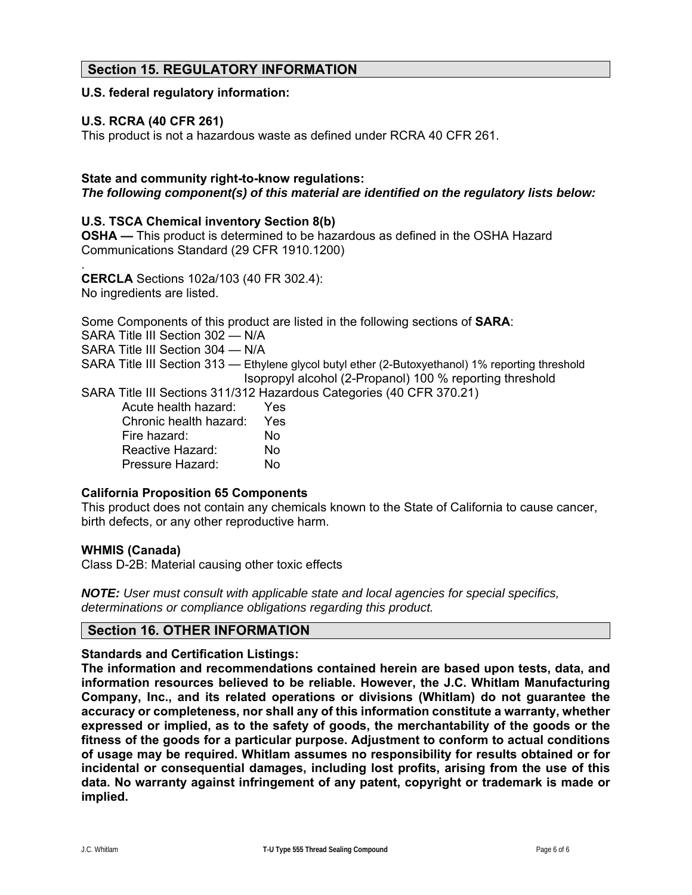## Section 15. REGULATORY INFORMATION

**U.S. federal regulatory information:**

**U.S. RCRA (40 CFR 261)**
This product is not a hazardous waste as defined under RCRA 40 CFR 261.

**State and community right-to-know regulations:**
***The following component(s) of this material are identified on the regulatory lists below:***

**U.S. TSCA Chemical inventory Section 8(b)**
**OSHA —** This product is determined to be hazardous as defined in the OSHA Hazard Communications Standard (29 CFR 1910.1200)

.
**CERCLA** Sections 102a/103 (40 FR 302.4):
No ingredients are listed.

Some Components of this product are listed in the following sections of **SARA**:
SARA Title III Section 302 — N/A
SARA Title III Section 304 — N/A
SARA Title III Section 313 — Ethylene glycol butyl ether (2-Butoxyethanol) 1% reporting threshold
Isopropyl alcohol (2-Propanol) 100 % reporting threshold
SARA Title III Sections 311/312 Hazardous Categories (40 CFR 370.21)

| | |
|---|---|
| Acute health hazard: | Yes |
| Chronic health hazard: | Yes |
| Fire hazard: | No |
| Reactive Hazard: | No |
| Pressure Hazard: | No |

**California Proposition 65 Components**
This product does not contain any chemicals known to the State of California to cause cancer, birth defects, or any other reproductive harm.

**WHMIS (Canada)**
Class D-2B: Material causing other toxic effects

***NOTE:*** *User must consult with applicable state and local agencies for special specifics, determinations or compliance obligations regarding this product.*

## Section 16. OTHER INFORMATION

**Standards and Certification Listings:**
**The information and recommendations contained herein are based upon tests, data, and information resources believed to be reliable. However, the J.C. Whitlam Manufacturing Company, Inc., and its related operations or divisions (Whitlam) do not guarantee the accuracy or completeness, nor shall any of this information constitute a warranty, whether expressed or implied, as to the safety of goods, the merchantability of the goods or the fitness of the goods for a particular purpose. Adjustment to conform to actual conditions of usage may be required. Whitlam assumes no responsibility for results obtained or for incidental or consequential damages, including lost profits, arising from the use of this data. No warranty against infringement of any patent, copyright or trademark is made or implied.**